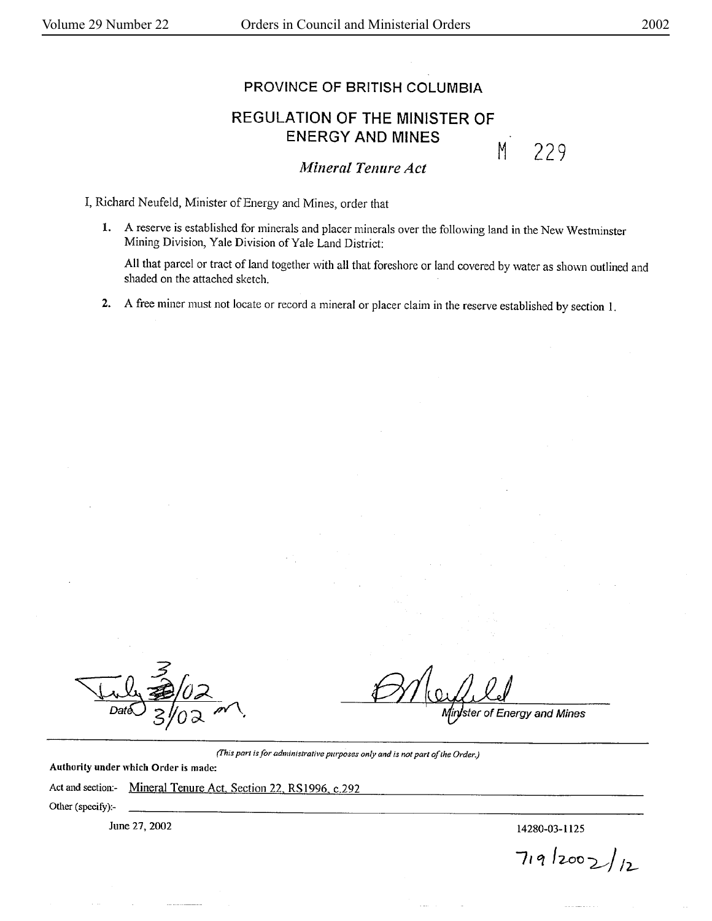# PROVINCE OF BRITISH COLUMBIA

## REGULATION OF THE MINISTER OF ENERGY AND MINES

M 229

*Mineral Tenure Act*

I, Richard Neufeld, Minister of Energy and Mines, order that

1. A reserve is established for minerals and placer minerals over the following land in the New Westminster Mining Division, Yale Division of Yale Land District:

   All that parcel or tract of land together with all that foreshore or land covered by water as shown outlined and shaded on the attached sketch.

2. A free miner must not locate or record a mineral or placer claim in the reserve established by section 1.

July 3/02
Date 3/02

Minister of Energy and Mines

*(This part is for administrative purposes only and is not part of the Order.)*

**Authority under which Order is made:**

Act and section:- Mineral Tenure Act, Section 22, RS1996, c.292

Other (specify):-

June 27, 2002

14280-03-1125

719/2002/12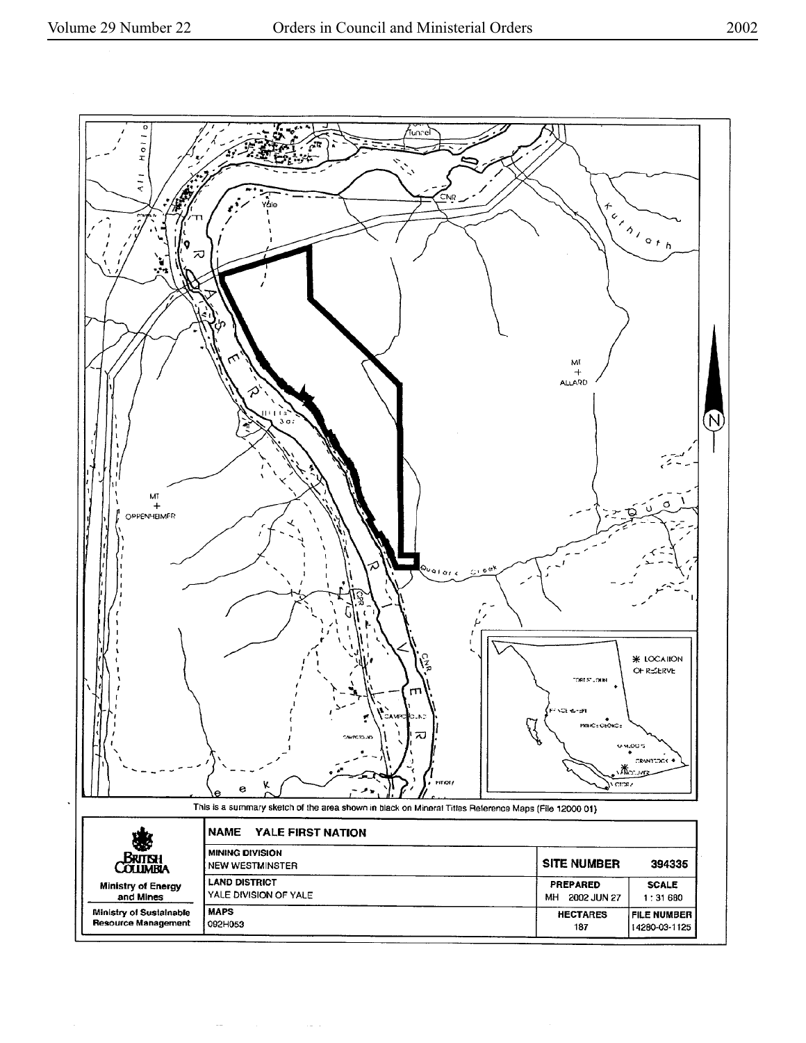Tunnel

CNR

Yale

Kuthlath

FRASER RIVER

MT
+
ALLARD

MT
+
OPPENHEIMER

Qualarc Creek

CPR

CNR

CAMPGROUND

CAMPGROUND

HOPE

✱ LOCATION OF RESERVE

FORT ST. JOHN

PRINCE RUPERT

PRINCE GEORGE

KAMLOOPS

CRANBROOK

VANCOUVER

VICTORIA

This is a summary sketch of the area shown in black on Mineral Titles Reference Maps (File 12000 01)

| | | | |
|---|---|---|---|
| BRITISH COLUMBIA | **NAME YALE FIRST NATION** | | |
| | **MINING DIVISION** NEW WESTMINSTER | **SITE NUMBER** | **394335** |
| **Ministry of Energy and Mines** | **LAND DISTRICT** YALE DIVISION OF YALE | **PREPARED** MH 2002 JUN 27 | **SCALE** 1 : 31 680 |
| **Ministry of Sustainable Resource Management** | **MAPS** 092H053 | **HECTARES** 187 | **FILE NUMBER** 14280-03-1125 |